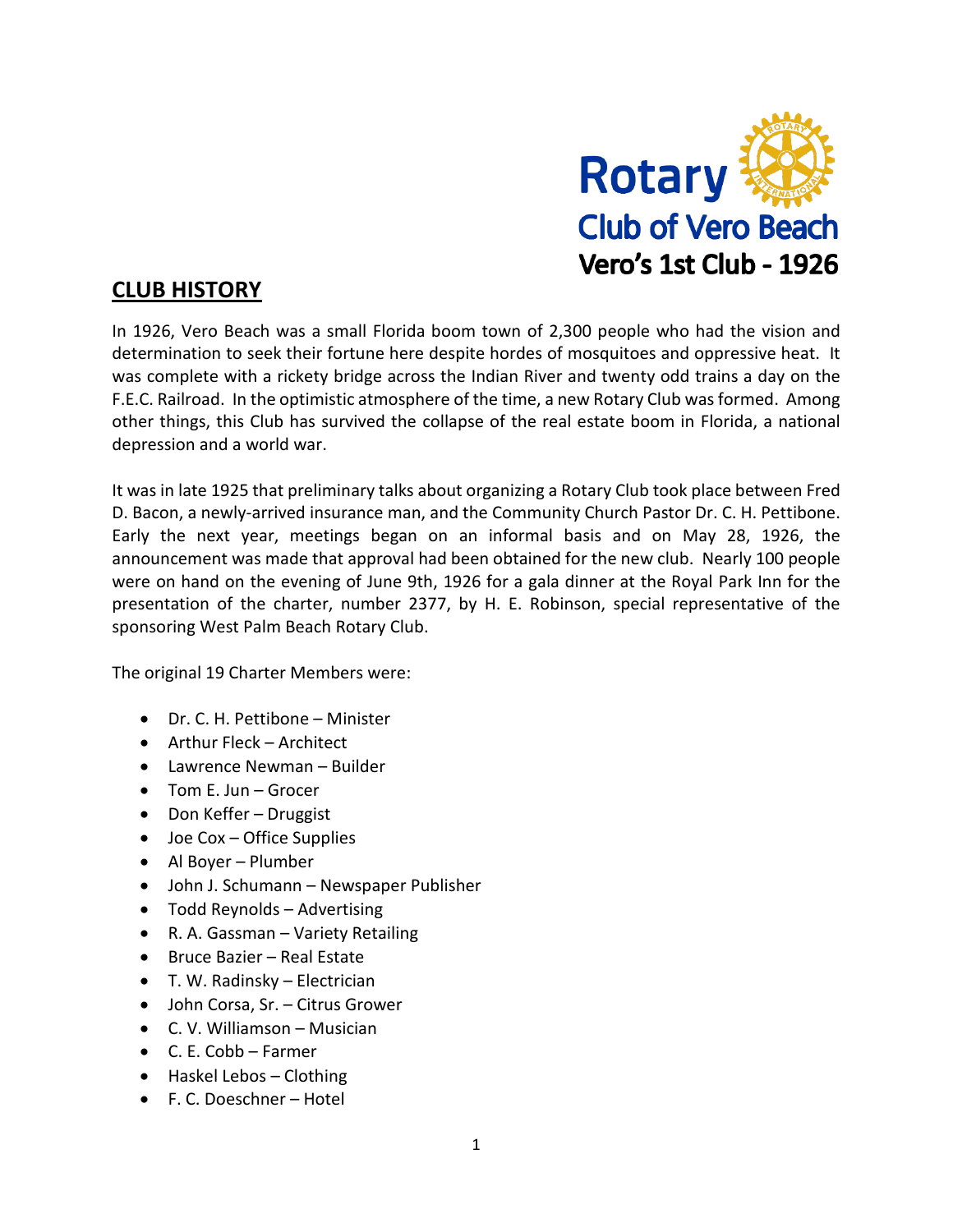Rotary Club of Vero Beach
Vero's 1st Club - 1926

## CLUB HISTORY

In 1926, Vero Beach was a small Florida boom town of 2,300 people who had the vision and determination to seek their fortune here despite hordes of mosquitoes and oppressive heat. It was complete with a rickety bridge across the Indian River and twenty odd trains a day on the F.E.C. Railroad. In the optimistic atmosphere of the time, a new Rotary Club was formed. Among other things, this Club has survived the collapse of the real estate boom in Florida, a national depression and a world war.

It was in late 1925 that preliminary talks about organizing a Rotary Club took place between Fred D. Bacon, a newly-arrived insurance man, and the Community Church Pastor Dr. C. H. Pettibone. Early the next year, meetings began on an informal basis and on May 28, 1926, the announcement was made that approval had been obtained for the new club. Nearly 100 people were on hand on the evening of June 9th, 1926 for a gala dinner at the Royal Park Inn for the presentation of the charter, number 2377, by H. E. Robinson, special representative of the sponsoring West Palm Beach Rotary Club.

The original 19 Charter Members were:

- Dr. C. H. Pettibone – Minister
- Arthur Fleck – Architect
- Lawrence Newman – Builder
- Tom E. Jun – Grocer
- Don Keffer – Druggist
- Joe Cox – Office Supplies
- Al Boyer – Plumber
- John J. Schumann – Newspaper Publisher
- Todd Reynolds – Advertising
- R. A. Gassman – Variety Retailing
- Bruce Bazier – Real Estate
- T. W. Radinsky – Electrician
- John Corsa, Sr. – Citrus Grower
- C. V. Williamson – Musician
- C. E. Cobb – Farmer
- Haskel Lebos – Clothing
- F. C. Doeschner – Hotel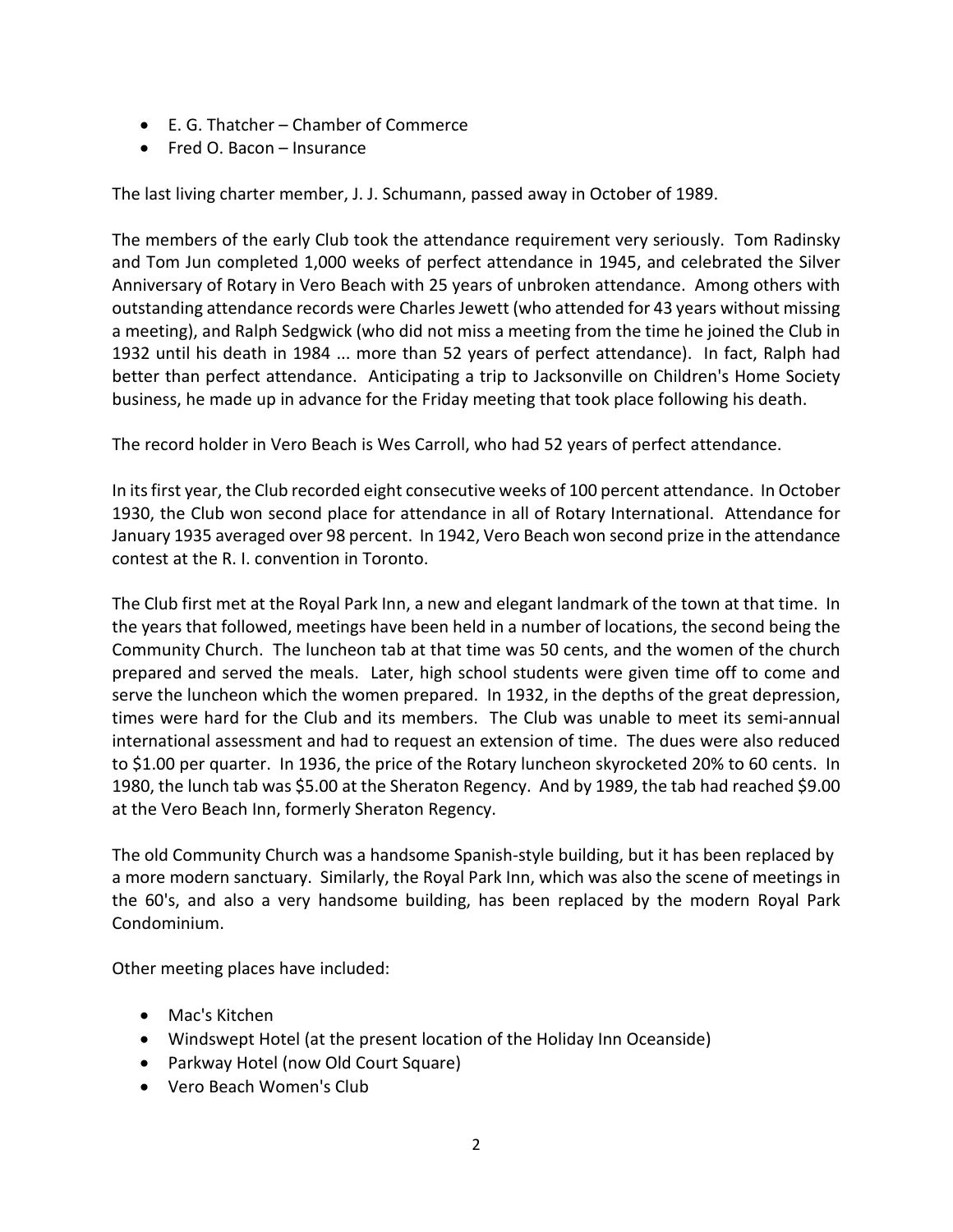- E. G. Thatcher – Chamber of Commerce
- Fred O. Bacon – Insurance

The last living charter member, J. J. Schumann, passed away in October of 1989.

The members of the early Club took the attendance requirement very seriously. Tom Radinsky and Tom Jun completed 1,000 weeks of perfect attendance in 1945, and celebrated the Silver Anniversary of Rotary in Vero Beach with 25 years of unbroken attendance. Among others with outstanding attendance records were Charles Jewett (who attended for 43 years without missing a meeting), and Ralph Sedgwick (who did not miss a meeting from the time he joined the Club in 1932 until his death in 1984 ... more than 52 years of perfect attendance). In fact, Ralph had better than perfect attendance. Anticipating a trip to Jacksonville on Children's Home Society business, he made up in advance for the Friday meeting that took place following his death.

The record holder in Vero Beach is Wes Carroll, who had 52 years of perfect attendance.

In its first year, the Club recorded eight consecutive weeks of 100 percent attendance. In October 1930, the Club won second place for attendance in all of Rotary International. Attendance for January 1935 averaged over 98 percent. In 1942, Vero Beach won second prize in the attendance contest at the R. I. convention in Toronto.

The Club first met at the Royal Park Inn, a new and elegant landmark of the town at that time. In the years that followed, meetings have been held in a number of locations, the second being the Community Church. The luncheon tab at that time was 50 cents, and the women of the church prepared and served the meals. Later, high school students were given time off to come and serve the luncheon which the women prepared. In 1932, in the depths of the great depression, times were hard for the Club and its members. The Club was unable to meet its semi-annual international assessment and had to request an extension of time. The dues were also reduced to $1.00 per quarter. In 1936, the price of the Rotary luncheon skyrocketed 20% to 60 cents. In 1980, the lunch tab was $5.00 at the Sheraton Regency. And by 1989, the tab had reached $9.00 at the Vero Beach Inn, formerly Sheraton Regency.

The old Community Church was a handsome Spanish-style building, but it has been replaced by a more modern sanctuary. Similarly, the Royal Park Inn, which was also the scene of meetings in the 60's, and also a very handsome building, has been replaced by the modern Royal Park Condominium.

Other meeting places have included:

- Mac's Kitchen
- Windswept Hotel (at the present location of the Holiday Inn Oceanside)
- Parkway Hotel (now Old Court Square)
- Vero Beach Women's Club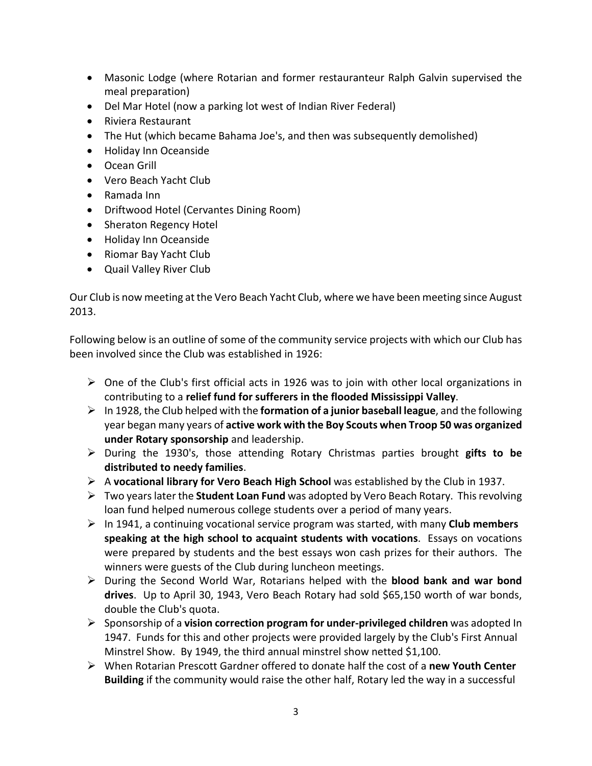- Masonic Lodge (where Rotarian and former restauranteur Ralph Galvin supervised the meal preparation)
- Del Mar Hotel (now a parking lot west of Indian River Federal)
- Riviera Restaurant
- The Hut (which became Bahama Joe's, and then was subsequently demolished)
- Holiday Inn Oceanside
- Ocean Grill
- Vero Beach Yacht Club
- Ramada Inn
- Driftwood Hotel (Cervantes Dining Room)
- Sheraton Regency Hotel
- Holiday Inn Oceanside
- Riomar Bay Yacht Club
- Quail Valley River Club

Our Club is now meeting at the Vero Beach Yacht Club, where we have been meeting since August 2013.

Following below is an outline of some of the community service projects with which our Club has been involved since the Club was established in 1926:

- One of the Club's first official acts in 1926 was to join with other local organizations in contributing to a **relief fund for sufferers in the flooded Mississippi Valley**.
- In 1928, the Club helped with the **formation of a junior baseball league**, and the following year began many years of **active work with the Boy Scouts when Troop 50 was organized under Rotary sponsorship** and leadership.
- During the 1930's, those attending Rotary Christmas parties brought **gifts to be distributed to needy families**.
- A **vocational library for Vero Beach High School** was established by the Club in 1937.
- Two years later the **Student Loan Fund** was adopted by Vero Beach Rotary. This revolving loan fund helped numerous college students over a period of many years.
- In 1941, a continuing vocational service program was started, with many **Club members speaking at the high school to acquaint students with vocations**. Essays on vocations were prepared by students and the best essays won cash prizes for their authors. The winners were guests of the Club during luncheon meetings.
- During the Second World War, Rotarians helped with the **blood bank and war bond drives**. Up to April 30, 1943, Vero Beach Rotary had sold $65,150 worth of war bonds, double the Club's quota.
- Sponsorship of a **vision correction program for under-privileged children** was adopted In 1947. Funds for this and other projects were provided largely by the Club's First Annual Minstrel Show. By 1949, the third annual minstrel show netted $1,100.
- When Rotarian Prescott Gardner offered to donate half the cost of a **new Youth Center Building** if the community would raise the other half, Rotary led the way in a successful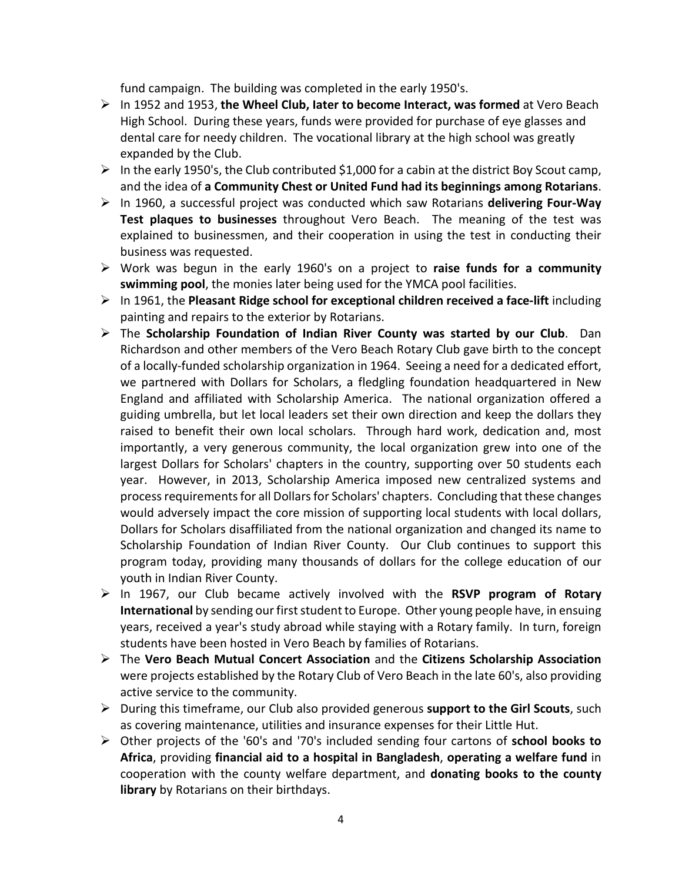fund campaign. The building was completed in the early 1950's.

- In 1952 and 1953, **the Wheel Club, later to become Interact, was formed** at Vero Beach High School. During these years, funds were provided for purchase of eye glasses and dental care for needy children. The vocational library at the high school was greatly expanded by the Club.
- In the early 1950's, the Club contributed $1,000 for a cabin at the district Boy Scout camp, and the idea of **a Community Chest or United Fund had its beginnings among Rotarians**.
- In 1960, a successful project was conducted which saw Rotarians **delivering Four-Way Test plaques to businesses** throughout Vero Beach. The meaning of the test was explained to businessmen, and their cooperation in using the test in conducting their business was requested.
- Work was begun in the early 1960's on a project to **raise funds for a community swimming pool**, the monies later being used for the YMCA pool facilities.
- In 1961, the **Pleasant Ridge school for exceptional children received a face-lift** including painting and repairs to the exterior by Rotarians.
- The **Scholarship Foundation of Indian River County was started by our Club**. Dan Richardson and other members of the Vero Beach Rotary Club gave birth to the concept of a locally-funded scholarship organization in 1964. Seeing a need for a dedicated effort, we partnered with Dollars for Scholars, a fledgling foundation headquartered in New England and affiliated with Scholarship America. The national organization offered a guiding umbrella, but let local leaders set their own direction and keep the dollars they raised to benefit their own local scholars. Through hard work, dedication and, most importantly, a very generous community, the local organization grew into one of the largest Dollars for Scholars' chapters in the country, supporting over 50 students each year. However, in 2013, Scholarship America imposed new centralized systems and process requirements for all Dollars for Scholars' chapters. Concluding that these changes would adversely impact the core mission of supporting local students with local dollars, Dollars for Scholars disaffiliated from the national organization and changed its name to Scholarship Foundation of Indian River County. Our Club continues to support this program today, providing many thousands of dollars for the college education of our youth in Indian River County.
- In 1967, our Club became actively involved with the **RSVP program of Rotary International** by sending our first student to Europe. Other young people have, in ensuing years, received a year's study abroad while staying with a Rotary family. In turn, foreign students have been hosted in Vero Beach by families of Rotarians.
- The **Vero Beach Mutual Concert Association** and the **Citizens Scholarship Association** were projects established by the Rotary Club of Vero Beach in the late 60's, also providing active service to the community.
- During this timeframe, our Club also provided generous **support to the Girl Scouts**, such as covering maintenance, utilities and insurance expenses for their Little Hut.
- Other projects of the '60's and '70's included sending four cartons of **school books to Africa**, providing **financial aid to a hospital in Bangladesh**, **operating a welfare fund** in cooperation with the county welfare department, and **donating books to the county library** by Rotarians on their birthdays.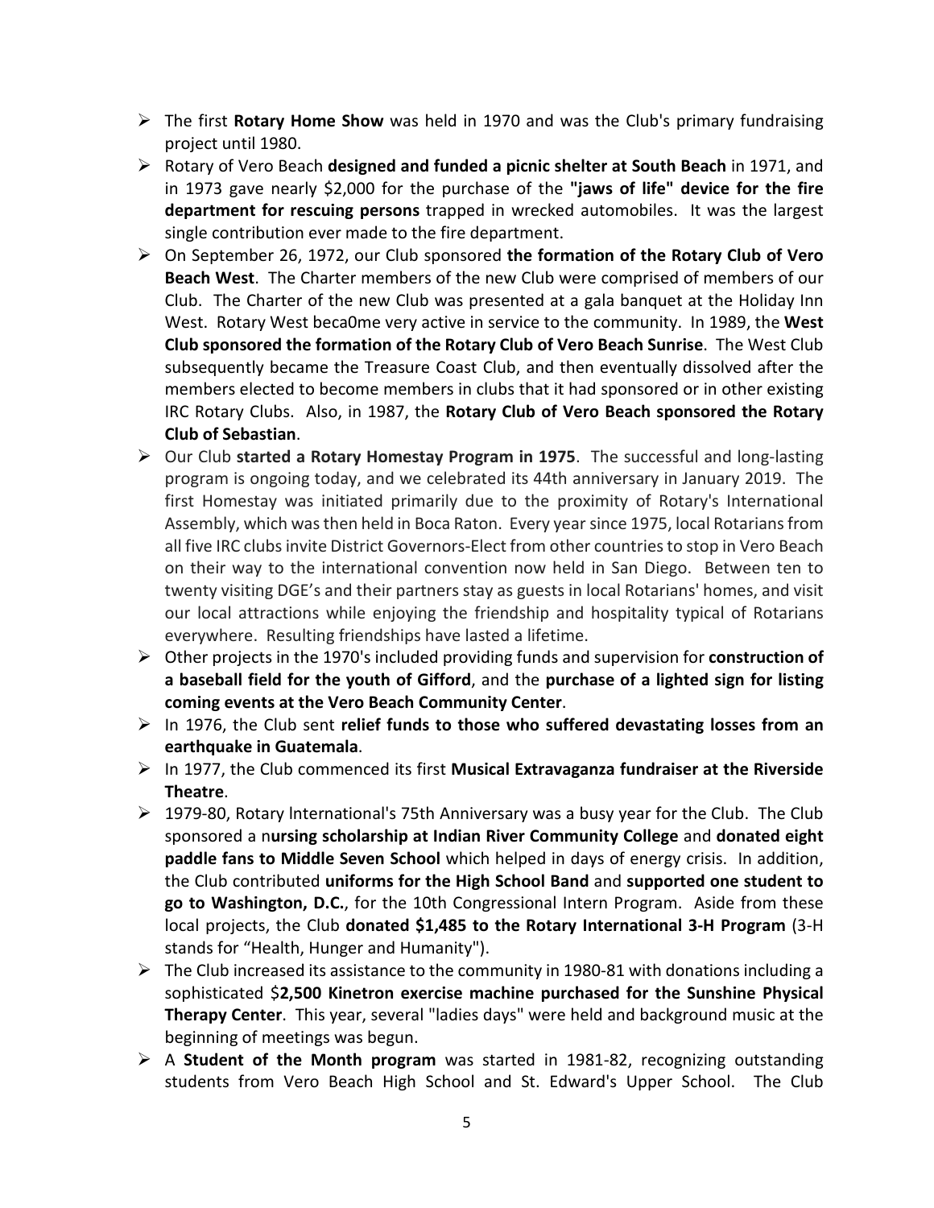- The first **Rotary Home Show** was held in 1970 and was the Club's primary fundraising project until 1980.
- Rotary of Vero Beach **designed and funded a picnic shelter at South Beach** in 1971, and in 1973 gave nearly $2,000 for the purchase of the **"jaws of life" device for the fire department for rescuing persons** trapped in wrecked automobiles. It was the largest single contribution ever made to the fire department.
- On September 26, 1972, our Club sponsored **the formation of the Rotary Club of Vero Beach West**. The Charter members of the new Club were comprised of members of our Club. The Charter of the new Club was presented at a gala banquet at the Holiday Inn West. Rotary West beca0me very active in service to the community. In 1989, the **West Club sponsored the formation of the Rotary Club of Vero Beach Sunrise**. The West Club subsequently became the Treasure Coast Club, and then eventually dissolved after the members elected to become members in clubs that it had sponsored or in other existing IRC Rotary Clubs. Also, in 1987, the **Rotary Club of Vero Beach sponsored the Rotary Club of Sebastian**.
- Our Club **started a Rotary Homestay Program in 1975**. The successful and long-lasting program is ongoing today, and we celebrated its 44th anniversary in January 2019. The first Homestay was initiated primarily due to the proximity of Rotary's International Assembly, which was then held in Boca Raton. Every year since 1975, local Rotarians from all five IRC clubs invite District Governors-Elect from other countries to stop in Vero Beach on their way to the international convention now held in San Diego. Between ten to twenty visiting DGE's and their partners stay as guests in local Rotarians' homes, and visit our local attractions while enjoying the friendship and hospitality typical of Rotarians everywhere. Resulting friendships have lasted a lifetime.
- Other projects in the 1970's included providing funds and supervision for **construction of a baseball field for the youth of Gifford**, and the **purchase of a lighted sign for listing coming events at the Vero Beach Community Center**.
- In 1976, the Club sent **relief funds to those who suffered devastating losses from an earthquake in Guatemala**.
- In 1977, the Club commenced its first **Musical Extravaganza fundraiser at the Riverside Theatre**.
- 1979-80, Rotary lnternational's 75th Anniversary was a busy year for the Club. The Club sponsored a n**ursing scholarship at Indian River Community College** and **donated eight paddle fans to Middle Seven School** which helped in days of energy crisis. In addition, the Club contributed **uniforms for the High School Band** and **supported one student to go to Washington, D.C.**, for the 10th Congressional Intern Program. Aside from these local projects, the Club **donated $1,485 to the Rotary International 3-H Program** (3-H stands for "Health, Hunger and Humanity").
- The Club increased its assistance to the community in 1980-81 with donations including a sophisticated $**2,500 Kinetron exercise machine purchased for the Sunshine Physical Therapy Center**. This year, several "ladies days" were held and background music at the beginning of meetings was begun.
- A **Student of the Month program** was started in 1981-82, recognizing outstanding students from Vero Beach High School and St. Edward's Upper School. The Club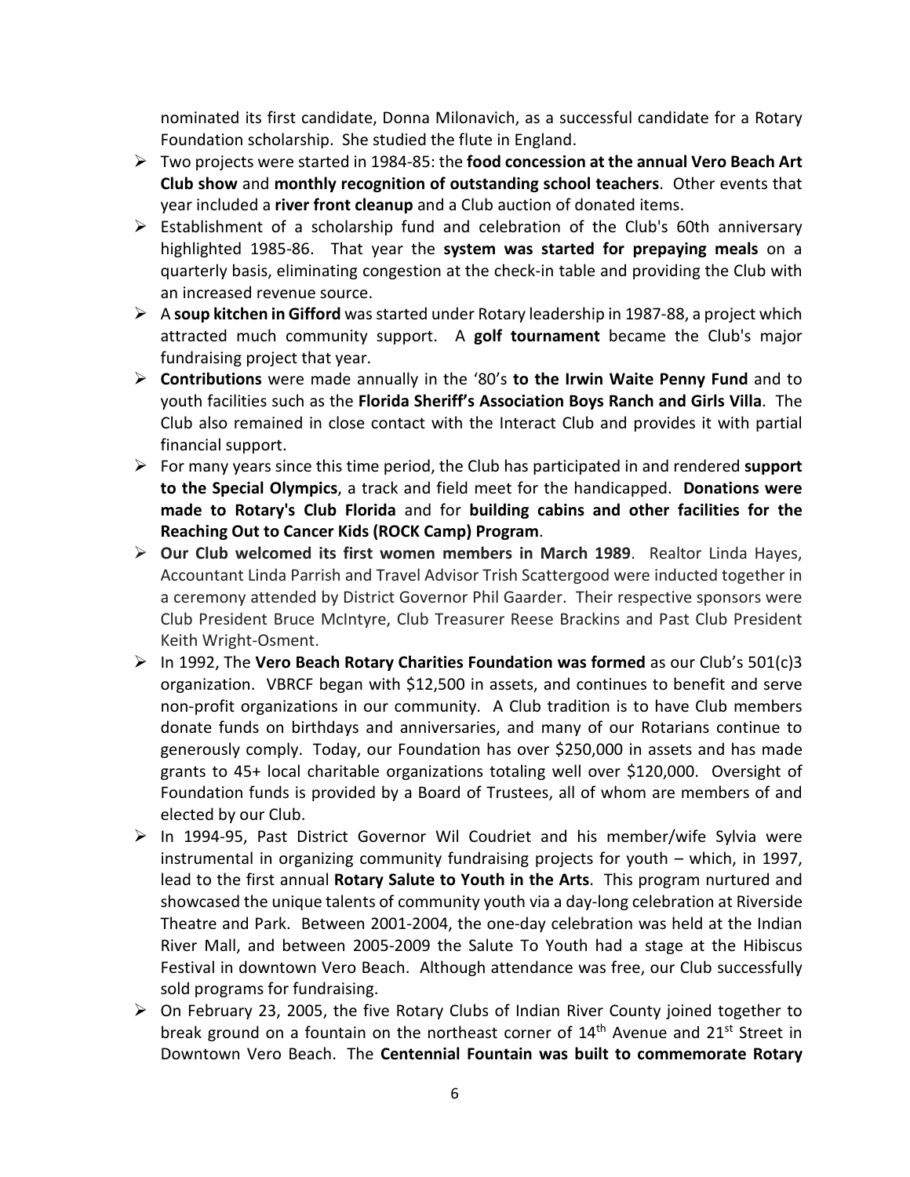nominated its first candidate, Donna Milonavich, as a successful candidate for a Rotary Foundation scholarship. She studied the flute in England.

- Two projects were started in 1984-85: the **food concession at the annual Vero Beach Art Club show** and **monthly recognition of outstanding school teachers**. Other events that year included a **river front cleanup** and a Club auction of donated items.
- Establishment of a scholarship fund and celebration of the Club's 60th anniversary highlighted 1985-86. That year the **system was started for prepaying meals** on a quarterly basis, eliminating congestion at the check-in table and providing the Club with an increased revenue source.
- A **soup kitchen in Gifford** was started under Rotary leadership in 1987-88, a project which attracted much community support. A **golf tournament** became the Club's major fundraising project that year.
- **Contributions** were made annually in the '80's **to the Irwin Waite Penny Fund** and to youth facilities such as the **Florida Sheriff's Association Boys Ranch and Girls Villa**. The Club also remained in close contact with the Interact Club and provides it with partial financial support.
- For many years since this time period, the Club has participated in and rendered **support to the Special Olympics**, a track and field meet for the handicapped. **Donations were made to Rotary's Club Florida** and for **building cabins and other facilities for the Reaching Out to Cancer Kids (ROCK Camp) Program**.
- **Our Club welcomed its first women members in March 1989**. Realtor Linda Hayes, Accountant Linda Parrish and Travel Advisor Trish Scattergood were inducted together in a ceremony attended by District Governor Phil Gaarder. Their respective sponsors were Club President Bruce McIntyre, Club Treasurer Reese Brackins and Past Club President Keith Wright-Osment.
- In 1992, The **Vero Beach Rotary Charities Foundation was formed** as our Club's 501(c)3 organization. VBRCF began with $12,500 in assets, and continues to benefit and serve non-profit organizations in our community. A Club tradition is to have Club members donate funds on birthdays and anniversaries, and many of our Rotarians continue to generously comply. Today, our Foundation has over $250,000 in assets and has made grants to 45+ local charitable organizations totaling well over $120,000. Oversight of Foundation funds is provided by a Board of Trustees, all of whom are members of and elected by our Club.
- In 1994-95, Past District Governor Wil Coudriet and his member/wife Sylvia were instrumental in organizing community fundraising projects for youth – which, in 1997, lead to the first annual **Rotary Salute to Youth in the Arts**. This program nurtured and showcased the unique talents of community youth via a day-long celebration at Riverside Theatre and Park. Between 2001-2004, the one-day celebration was held at the Indian River Mall, and between 2005-2009 the Salute To Youth had a stage at the Hibiscus Festival in downtown Vero Beach. Although attendance was free, our Club successfully sold programs for fundraising.
- On February 23, 2005, the five Rotary Clubs of Indian River County joined together to break ground on a fountain on the northeast corner of 14th Avenue and 21st Street in Downtown Vero Beach. The **Centennial Fountain was built to commemorate Rotary**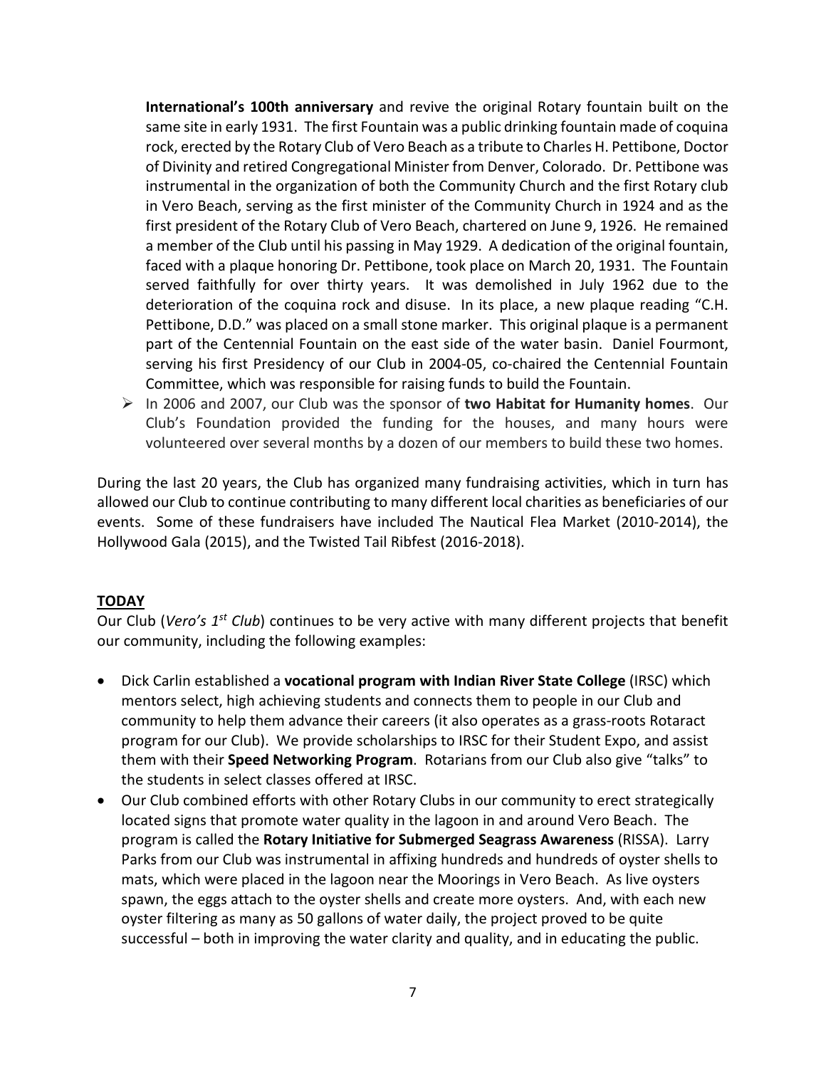**International's 100th anniversary** and revive the original Rotary fountain built on the same site in early 1931. The first Fountain was a public drinking fountain made of coquina rock, erected by the Rotary Club of Vero Beach as a tribute to Charles H. Pettibone, Doctor of Divinity and retired Congregational Minister from Denver, Colorado. Dr. Pettibone was instrumental in the organization of both the Community Church and the first Rotary club in Vero Beach, serving as the first minister of the Community Church in 1924 and as the first president of the Rotary Club of Vero Beach, chartered on June 9, 1926. He remained a member of the Club until his passing in May 1929. A dedication of the original fountain, faced with a plaque honoring Dr. Pettibone, took place on March 20, 1931. The Fountain served faithfully for over thirty years. It was demolished in July 1962 due to the deterioration of the coquina rock and disuse. In its place, a new plaque reading "C.H. Pettibone, D.D." was placed on a small stone marker. This original plaque is a permanent part of the Centennial Fountain on the east side of the water basin. Daniel Fourmont, serving his first Presidency of our Club in 2004-05, co-chaired the Centennial Fountain Committee, which was responsible for raising funds to build the Fountain.

- In 2006 and 2007, our Club was the sponsor of **two Habitat for Humanity homes**. Our Club's Foundation provided the funding for the houses, and many hours were volunteered over several months by a dozen of our members to build these two homes.

During the last 20 years, the Club has organized many fundraising activities, which in turn has allowed our Club to continue contributing to many different local charities as beneficiaries of our events. Some of these fundraisers have included The Nautical Flea Market (2010-2014), the Hollywood Gala (2015), and the Twisted Tail Ribfest (2016-2018).

## TODAY

Our Club (*Vero's 1st Club*) continues to be very active with many different projects that benefit our community, including the following examples:

- Dick Carlin established a **vocational program with Indian River State College** (IRSC) which mentors select, high achieving students and connects them to people in our Club and community to help them advance their careers (it also operates as a grass-roots Rotaract program for our Club). We provide scholarships to IRSC for their Student Expo, and assist them with their **Speed Networking Program**. Rotarians from our Club also give "talks" to the students in select classes offered at IRSC.
- Our Club combined efforts with other Rotary Clubs in our community to erect strategically located signs that promote water quality in the lagoon in and around Vero Beach. The program is called the **Rotary Initiative for Submerged Seagrass Awareness** (RISSA). Larry Parks from our Club was instrumental in affixing hundreds and hundreds of oyster shells to mats, which were placed in the lagoon near the Moorings in Vero Beach. As live oysters spawn, the eggs attach to the oyster shells and create more oysters. And, with each new oyster filtering as many as 50 gallons of water daily, the project proved to be quite successful – both in improving the water clarity and quality, and in educating the public.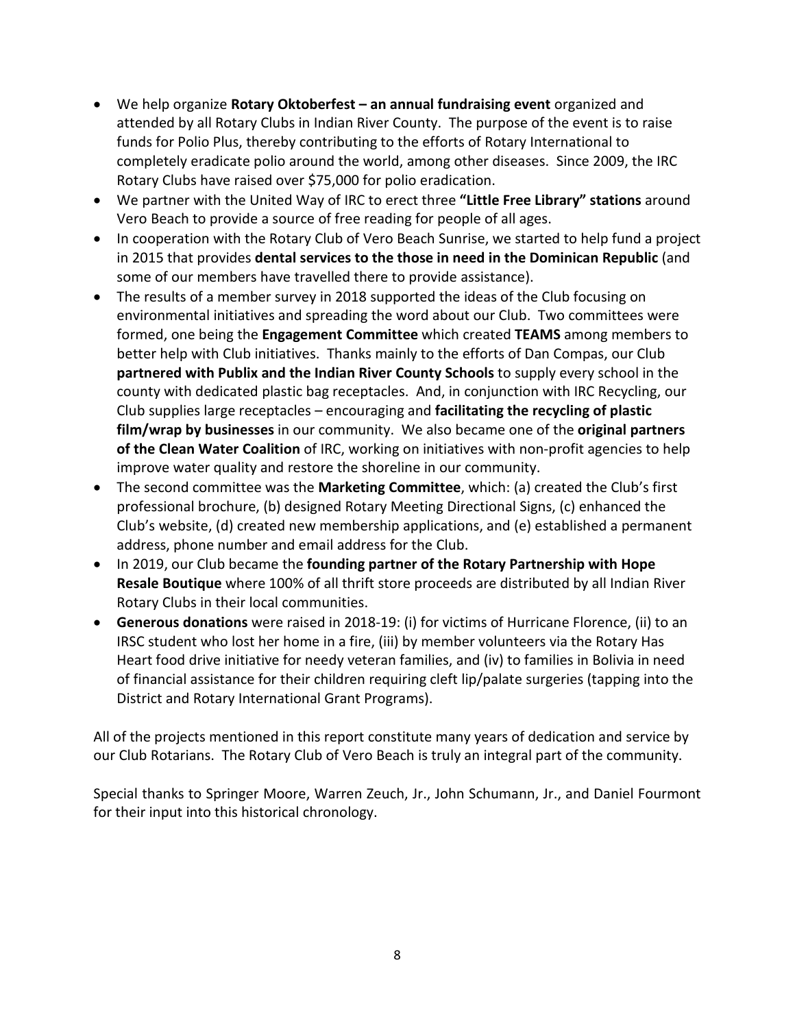- We help organize **Rotary Oktoberfest – an annual fundraising event** organized and attended by all Rotary Clubs in Indian River County. The purpose of the event is to raise funds for Polio Plus, thereby contributing to the efforts of Rotary International to completely eradicate polio around the world, among other diseases. Since 2009, the IRC Rotary Clubs have raised over $75,000 for polio eradication.
- We partner with the United Way of IRC to erect three **"Little Free Library" stations** around Vero Beach to provide a source of free reading for people of all ages.
- In cooperation with the Rotary Club of Vero Beach Sunrise, we started to help fund a project in 2015 that provides **dental services to the those in need in the Dominican Republic** (and some of our members have travelled there to provide assistance).
- The results of a member survey in 2018 supported the ideas of the Club focusing on environmental initiatives and spreading the word about our Club. Two committees were formed, one being the **Engagement Committee** which created **TEAMS** among members to better help with Club initiatives. Thanks mainly to the efforts of Dan Compas, our Club **partnered with Publix and the Indian River County Schools** to supply every school in the county with dedicated plastic bag receptacles. And, in conjunction with IRC Recycling, our Club supplies large receptacles – encouraging and **facilitating the recycling of plastic film/wrap by businesses** in our community. We also became one of the **original partners of the Clean Water Coalition** of IRC, working on initiatives with non-profit agencies to help improve water quality and restore the shoreline in our community.
- The second committee was the **Marketing Committee**, which: (a) created the Club's first professional brochure, (b) designed Rotary Meeting Directional Signs, (c) enhanced the Club's website, (d) created new membership applications, and (e) established a permanent address, phone number and email address for the Club.
- In 2019, our Club became the **founding partner of the Rotary Partnership with Hope Resale Boutique** where 100% of all thrift store proceeds are distributed by all Indian River Rotary Clubs in their local communities.
- **Generous donations** were raised in 2018-19: (i) for victims of Hurricane Florence, (ii) to an IRSC student who lost her home in a fire, (iii) by member volunteers via the Rotary Has Heart food drive initiative for needy veteran families, and (iv) to families in Bolivia in need of financial assistance for their children requiring cleft lip/palate surgeries (tapping into the District and Rotary International Grant Programs).

All of the projects mentioned in this report constitute many years of dedication and service by our Club Rotarians. The Rotary Club of Vero Beach is truly an integral part of the community.

Special thanks to Springer Moore, Warren Zeuch, Jr., John Schumann, Jr., and Daniel Fourmont for their input into this historical chronology.